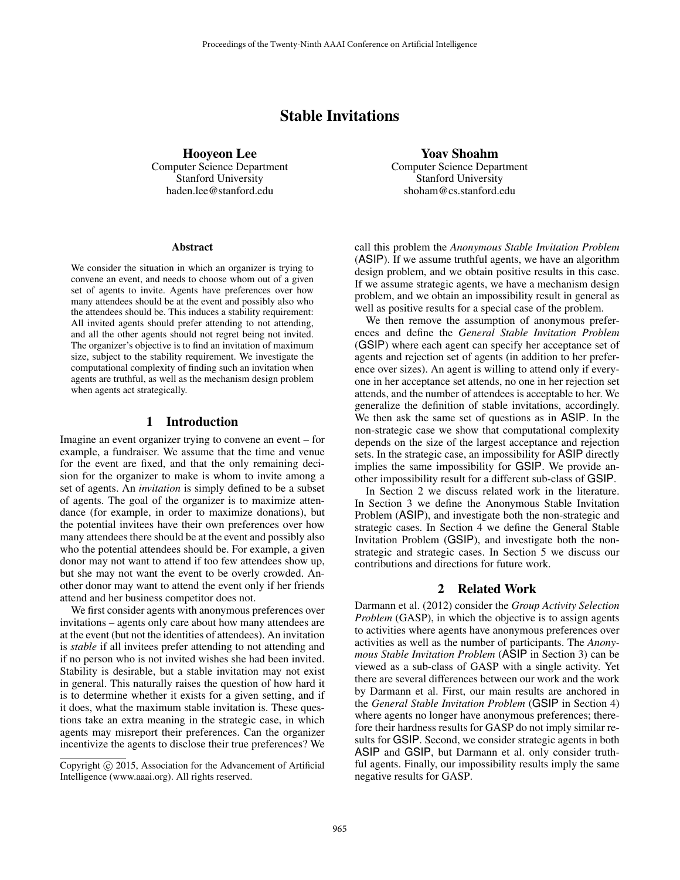# Stable Invitations

**Hooyeon Lee**
Computer Science Department
Stanford University
haden.lee@stanford.edu

**Yoav Shoahm**
Computer Science Department
Stanford University
shoham@cs.stanford.edu

### Abstract

We consider the situation in which an organizer is trying to convene an event, and needs to choose whom out of a given set of agents to invite. Agents have preferences over how many attendees should be at the event and possibly also who the attendees should be. This induces a stability requirement: All invited agents should prefer attending to not attending, and all the other agents should not regret being not invited. The organizer's objective is to find an invitation of maximum size, subject to the stability requirement. We investigate the computational complexity of finding such an invitation when agents are truthful, as well as the mechanism design problem when agents act strategically.

## 1 Introduction

Imagine an event organizer trying to convene an event – for example, a fundraiser. We assume that the time and venue for the event are fixed, and that the only remaining decision for the organizer to make is whom to invite among a set of agents. An *invitation* is simply defined to be a subset of agents. The goal of the organizer is to maximize attendance (for example, in order to maximize donations), but the potential invitees have their own preferences over how many attendees there should be at the event and possibly also who the potential attendees should be. For example, a given donor may not want to attend if too few attendees show up, but she may not want the event to be overly crowded. Another donor may want to attend the event only if her friends attend and her business competitor does not.

We first consider agents with anonymous preferences over invitations – agents only care about how many attendees are at the event (but not the identities of attendees). An invitation is *stable* if all invitees prefer attending to not attending and if no person who is not invited wishes she had been invited. Stability is desirable, but a stable invitation may not exist in general. This naturally raises the question of how hard it is to determine whether it exists for a given setting, and if it does, what the maximum stable invitation is. These questions take an extra meaning in the strategic case, in which agents may misreport their preferences. Can the organizer incentivize the agents to disclose their true preferences? We call this problem the *Anonymous Stable Invitation Problem* (ASIP). If we assume truthful agents, we have an algorithm design problem, and we obtain positive results in this case. If we assume strategic agents, we have a mechanism design problem, and we obtain an impossibility result in general as well as positive results for a special case of the problem.

We then remove the assumption of anonymous preferences and define the *General Stable Invitation Problem* (GSIP) where each agent can specify her acceptance set of agents and rejection set of agents (in addition to her preference over sizes). An agent is willing to attend only if everyone in her acceptance set attends, no one in her rejection set attends, and the number of attendees is acceptable to her. We generalize the definition of stable invitations, accordingly. We then ask the same set of questions as in ASIP. In the non-strategic case we show that computational complexity depends on the size of the largest acceptance and rejection sets. In the strategic case, an impossibility for ASIP directly implies the same impossibility for GSIP. We provide another impossibility result for a different sub-class of GSIP.

In Section 2 we discuss related work in the literature. In Section 3 we define the Anonymous Stable Invitation Problem (ASIP), and investigate both the non-strategic and strategic cases. In Section 4 we define the General Stable Invitation Problem (GSIP), and investigate both the non-strategic and strategic cases. In Section 5 we discuss our contributions and directions for future work.

## 2 Related Work

Darmann et al. (2012) consider the *Group Activity Selection Problem* (GASP), in which the objective is to assign agents to activities where agents have anonymous preferences over activities as well as the number of participants. The *Anonymous Stable Invitation Problem* (ASIP in Section 3) can be viewed as a sub-class of GASP with a single activity. Yet there are several differences between our work and the work by Darmann et al. First, our main results are anchored in the *General Stable Invitation Problem* (GSIP in Section 4) where agents no longer have anonymous preferences; therefore their hardness results for GASP do not imply similar results for GSIP. Second, we consider strategic agents in both ASIP and GSIP, but Darmann et al. only consider truthful agents. Finally, our impossibility results imply the same negative results for GASP.

Copyright © 2015, Association for the Advancement of Artificial Intelligence (www.aaai.org). All rights reserved.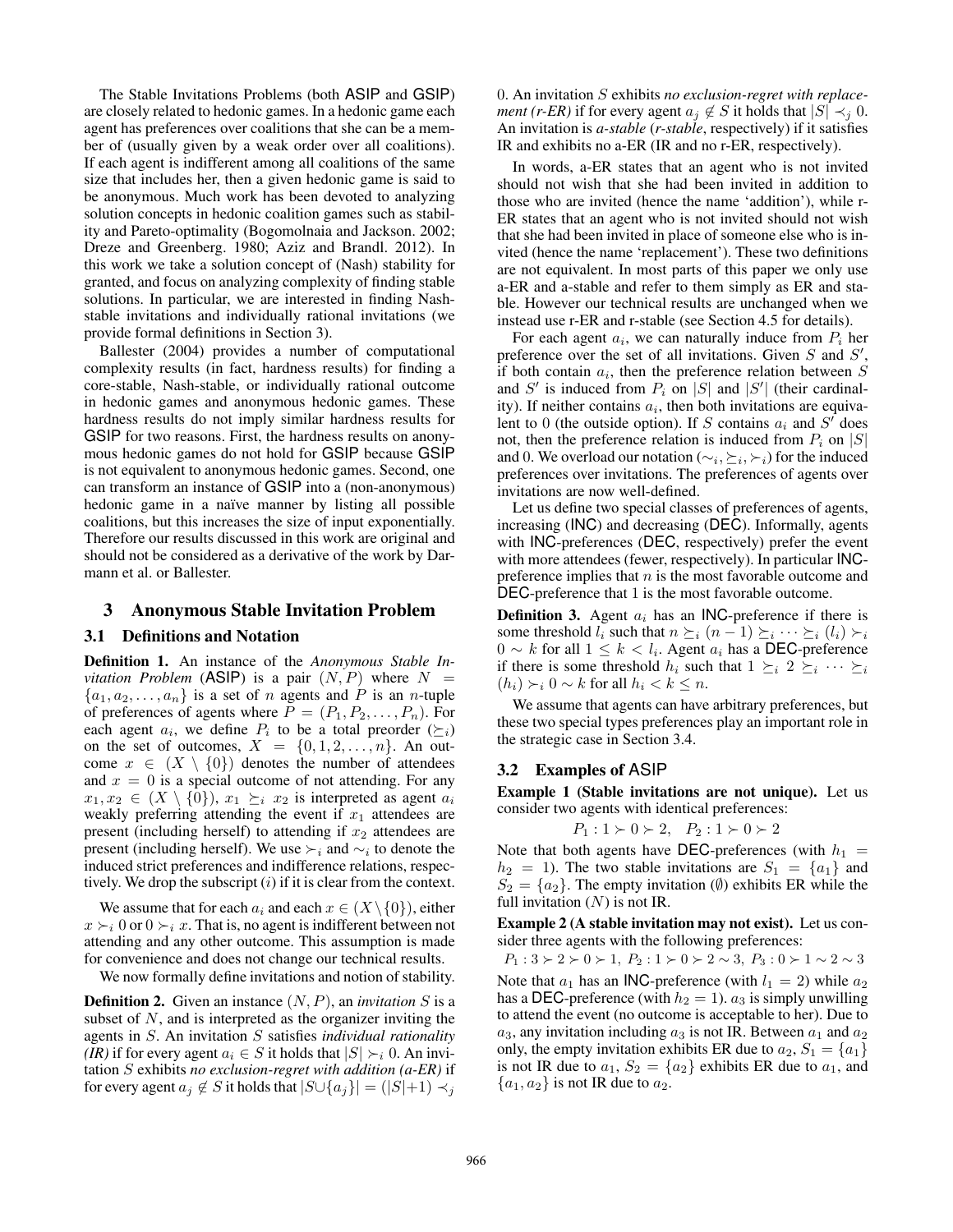The Stable Invitations Problems (both ASIP and GSIP) are closely related to hedonic games. In a hedonic game each agent has preferences over coalitions that she can be a member of (usually given by a weak order over all coalitions). If each agent is indifferent among all coalitions of the same size that includes her, then a given hedonic game is said to be anonymous. Much work has been devoted to analyzing solution concepts in hedonic coalition games such as stability and Pareto-optimality (Bogomolnaia and Jackson. 2002; Dreze and Greenberg. 1980; Aziz and Brandl. 2012). In this work we take a solution concept of (Nash) stability for granted, and focus on analyzing complexity of finding stable solutions. In particular, we are interested in finding Nash-stable invitations and individually rational invitations (we provide formal definitions in Section 3).

Ballester (2004) provides a number of computational complexity results (in fact, hardness results) for finding a core-stable, Nash-stable, or individually rational outcome in hedonic games and anonymous hedonic games. These hardness results do not imply similar hardness results for GSIP for two reasons. First, the hardness results on anonymous hedonic games do not hold for GSIP because GSIP is not equivalent to anonymous hedonic games. Second, one can transform an instance of GSIP into a (non-anonymous) hedonic game in a naïve manner by listing all possible coalitions, but this increases the size of input exponentially. Therefore our results discussed in this work are original and should not be considered as a derivative of the work by Darmann et al. or Ballester.

## 3 Anonymous Stable Invitation Problem

### 3.1 Definitions and Notation

**Definition 1.** An instance of the *Anonymous Stable Invitation Problem* (ASIP) is a pair $(N, P)$ where $N = \{a_1, a_2, \ldots, a_n\}$ is a set of $n$ agents and $P$ is an $n$-tuple of preferences of agents where $P = (P_1, P_2, \ldots, P_n)$. For each agent $a_i$, we define $P_i$ to be a total preorder ($\succeq_i$) on the set of outcomes, $X = \{0, 1, 2, \ldots, n\}$. An outcome $x \in (X \setminus \{0\})$ denotes the number of attendees and $x = 0$ is a special outcome of not attending. For any $x_1, x_2 \in (X \setminus \{0\})$, $x_1 \succeq_i x_2$ is interpreted as agent $a_i$ weakly preferring attending the event if $x_1$ attendees are present (including herself) to attending if $x_2$ attendees are present (including herself). We use $\succ_i$ and $\sim_i$ to denote the induced strict preferences and indifference relations, respectively. We drop the subscript $(i)$ if it is clear from the context.

We assume that for each $a_i$ and each $x \in (X \setminus \{0\})$, either $x \succ_i 0$ or $0 \succ_i x$. That is, no agent is indifferent between not attending and any other outcome. This assumption is made for convenience and does not change our technical results.

We now formally define invitations and notion of stability.

**Definition 2.** Given an instance $(N, P)$, an *invitation* $S$ is a subset of $N$, and is interpreted as the organizer inviting the agents in $S$. An invitation $S$ satisfies *individual rationality (IR)* if for every agent $a_i \in S$ it holds that $|S| \succ_i 0$. An invitation $S$ exhibits *no exclusion-regret with addition (a-ER)* if for every agent $a_j \notin S$ it holds that $|S \cup \{a_j\}| = (|S|+1) \prec_j 0$. An invitation $S$ exhibits *no exclusion-regret with replacement (r-ER)* if for every agent $a_j \notin S$ it holds that $|S| \prec_j 0$. An invitation is *a-stable* (*r-stable*, respectively) if it satisfies IR and exhibits no a-ER (IR and no r-ER, respectively).

In words, a-ER states that an agent who is not invited should not wish that she had been invited in addition to those who are invited (hence the name 'addition'), while r-ER states that an agent who is not invited should not wish that she had been invited in place of someone else who is invited (hence the name 'replacement'). These two definitions are not equivalent. In most parts of this paper we only use a-ER and a-stable and refer to them simply as ER and stable. However our technical results are unchanged when we instead use r-ER and r-stable (see Section 4.5 for details).

For each agent $a_i$, we can naturally induce from $P_i$ her preference over the set of all invitations. Given $S$ and $S'$, if both contain $a_i$, then the preference relation between $S$ and $S'$ is induced from $P_i$ on $|S|$ and $|S'|$ (their cardinality). If neither contains $a_i$, then both invitations are equivalent to 0 (the outside option). If $S$ contains $a_i$ and $S'$ does not, then the preference relation is induced from $P_i$ on $|S|$ and 0. We overload our notation ($\sim_i, \succeq_i, \succ_i$) for the induced preferences over invitations. The preferences of agents over invitations are now well-defined.

Let us define two special classes of preferences of agents, increasing (INC) and decreasing (DEC). Informally, agents with INC-preferences (DEC, respectively) prefer the event with more attendees (fewer, respectively). In particular INC-preference implies that $n$ is the most favorable outcome and DEC-preference that 1 is the most favorable outcome.

**Definition 3.** Agent $a_i$ has an INC-preference if there is some threshold $l_i$ such that $n \succeq_i (n-1) \succeq_i \cdots \succeq_i (l_i) \succ_i 0 \sim k$ for all $1 \leq k < l_i$. Agent $a_i$ has a DEC-preference if there is some threshold $h_i$ such that $1 \succeq_i 2 \succeq_i \cdots \succeq_i (h_i) \succ_i 0 \sim k$ for all $h_i < k \leq n$.

We assume that agents can have arbitrary preferences, but these two special types preferences play an important role in the strategic case in Section 3.4.

### 3.2 Examples of ASIP

**Example 1 (Stable invitations are not unique).** Let us consider two agents with identical preferences:

$$P_1 : 1 \succ 0 \succ 2, \quad P_2 : 1 \succ 0 \succ 2$$

Note that both agents have DEC-preferences (with $h_1 = h_2 = 1$). The two stable invitations are $S_1 = \{a_1\}$ and $S_2 = \{a_2\}$. The empty invitation ($\emptyset$) exhibits ER while the full invitation ($N$) is not IR.

**Example 2 (A stable invitation may not exist).** Let us consider three agents with the following preferences:

$$P_1 : 3 \succ 2 \succ 0 \succ 1,\ P_2 : 1 \succ 0 \succ 2 \sim 3,\ P_3 : 0 \succ 1 \sim 2 \sim 3$$

Note that $a_1$ has an INC-preference (with $l_1 = 2$) while $a_2$ has a DEC-preference (with $h_2 = 1$). $a_3$ is simply unwilling to attend the event (no outcome is acceptable to her). Due to $a_3$, any invitation including $a_3$ is not IR. Between $a_1$ and $a_2$ only, the empty invitation exhibits ER due to $a_2$, $S_1 = \{a_1\}$ is not IR due to $a_1$, $S_2 = \{a_2\}$ exhibits ER due to $a_1$, and $\{a_1, a_2\}$ is not IR due to $a_2$.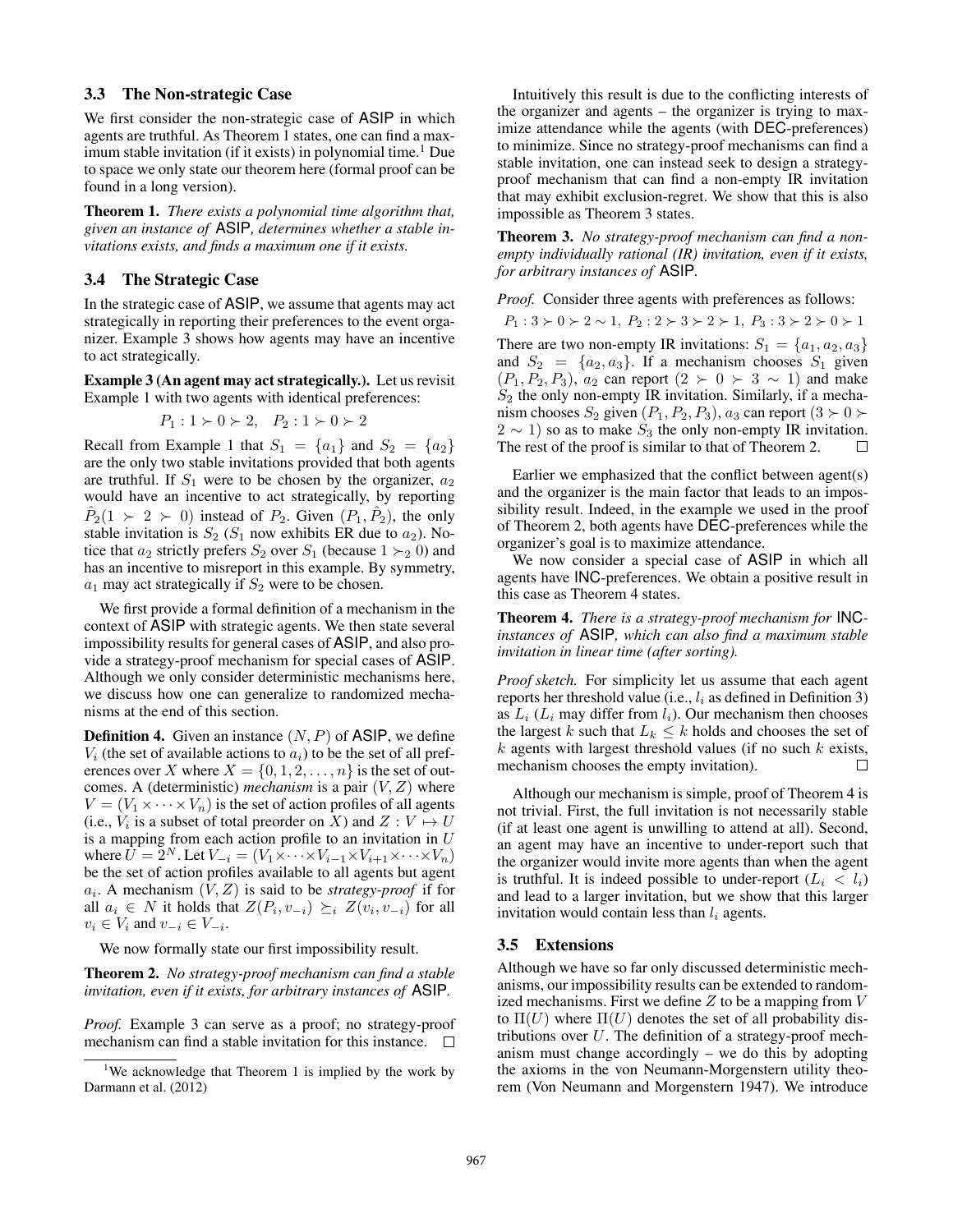### 3.3 The Non-strategic Case

We first consider the non-strategic case of ASIP in which agents are truthful. As Theorem 1 states, one can find a maximum stable invitation (if it exists) in polynomial time.[1] Due to space we only state our theorem here (formal proof can be found in a long version).

**Theorem 1.** *There exists a polynomial time algorithm that, given an instance of* ASIP*, determines whether a stable invitations exists, and finds a maximum one if it exists.*

### 3.4 The Strategic Case

In the strategic case of ASIP, we assume that agents may act strategically in reporting their preferences to the event organizer. Example 3 shows how agents may have an incentive to act strategically.

**Example 3 (An agent may act strategically.).** Let us revisit Example 1 with two agents with identical preferences:

$$P_1 : 1 \succ 0 \succ 2, \quad P_2 : 1 \succ 0 \succ 2$$

Recall from Example 1 that $S_1 = \{a_1\}$ and $S_2 = \{a_2\}$ are the only two stable invitations provided that both agents are truthful. If $S_1$ were to be chosen by the organizer, $a_2$ would have an incentive to act strategically, by reporting $\hat{P}_2(1 \succ 2 \succ 0)$ instead of $P_2$. Given $(P_1, \hat{P}_2)$, the only stable invitation is $S_2$ ($S_1$ now exhibits ER due to $a_2$). Notice that $a_2$ strictly prefers $S_2$ over $S_1$ (because $1 \succ_2 0$) and has an incentive to misreport in this example. By symmetry, $a_1$ may act strategically if $S_2$ were to be chosen.

We first provide a formal definition of a mechanism in the context of ASIP with strategic agents. We then state several impossibility results for general cases of ASIP, and also provide a strategy-proof mechanism for special cases of ASIP. Although we only consider deterministic mechanisms here, we discuss how one can generalize to randomized mechanisms at the end of this section.

**Definition 4.** Given an instance $(N, P)$ of ASIP, we define $V_i$ (the set of available actions to $a_i$) to be the set of all preferences over $X$ where $X = \{0, 1, 2, \ldots, n\}$ is the set of outcomes. A (deterministic) *mechanism* is a pair $(V, Z)$ where $V = (V_1 \times \cdots \times V_n)$ is the set of action profiles of all agents (i.e., $V_i$ is a subset of total preorder on $X$) and $Z : V \mapsto U$ is a mapping from each action profile to an invitation in $U$ where $U = 2^N$. Let $V_{-i} = (V_1 \times \cdots \times V_{i-1} \times V_{i+1} \times \cdots \times V_n)$ be the set of action profiles available to all agents but agent $a_i$. A mechanism $(V, Z)$ is said to be *strategy-proof* if for all $a_i \in N$ it holds that $Z(P_i, v_{-i}) \succeq_i Z(v_i, v_{-i})$ for all $v_i \in V_i$ and $v_{-i} \in V_{-i}$.

We now formally state our first impossibility result.

**Theorem 2.** *No strategy-proof mechanism can find a stable invitation, even if it exists, for arbitrary instances of* ASIP*.*

*Proof.* Example 3 can serve as a proof; no strategy-proof mechanism can find a stable invitation for this instance. □

Intuitively this result is due to the conflicting interests of the organizer and agents – the organizer is trying to maximize attendance while the agents (with DEC-preferences) to minimize. Since no strategy-proof mechanisms can find a stable invitation, one can instead seek to design a strategy-proof mechanism that can find a non-empty IR invitation that may exhibit exclusion-regret. We show that this is also impossible as Theorem 3 states.

**Theorem 3.** *No strategy-proof mechanism can find a non-empty individually rational (IR) invitation, even if it exists, for arbitrary instances of* ASIP*.*

*Proof.* Consider three agents with preferences as follows:

$$P_1 : 3 \succ 0 \succ 2 \sim 1, \; P_2 : 2 \succ 3 \succ 2 \succ 1, \; P_3 : 3 \succ 2 \succ 0 \succ 1$$

There are two non-empty IR invitations: $S_1 = \{a_1, a_2, a_3\}$ and $S_2 = \{a_2, a_3\}$. If a mechanism chooses $S_1$ given $(P_1, P_2, P_3)$, $a_2$ can report $(2 \succ 0 \succ 3 \sim 1)$ and make $S_2$ the only non-empty IR invitation. Similarly, if a mechanism chooses $S_2$ given $(P_1, P_2, P_3)$, $a_3$ can report $(3 \succ 0 \succ 2 \sim 1)$ so as to make $S_3$ the only non-empty IR invitation. The rest of the proof is similar to that of Theorem 2. □

Earlier we emphasized that the conflict between agent(s) and the organizer is the main factor that leads to an impossibility result. Indeed, in the example we used in the proof of Theorem 2, both agents have DEC-preferences while the organizer's goal is to maximize attendance.

We now consider a special case of ASIP in which all agents have INC-preferences. We obtain a positive result in this case as Theorem 4 states.

**Theorem 4.** *There is a strategy-proof mechanism for* INC*-instances of* ASIP*, which can also find a maximum stable invitation in linear time (after sorting).*

*Proof sketch.* For simplicity let us assume that each agent reports her threshold value (i.e., $l_i$ as defined in Definition 3) as $L_i$ ($L_i$ may differ from $l_i$). Our mechanism then chooses the largest $k$ such that $L_k \leq k$ holds and chooses the set of $k$ agents with largest threshold values (if no such $k$ exists, mechanism chooses the empty invitation). □

Although our mechanism is simple, proof of Theorem 4 is not trivial. First, the full invitation is not necessarily stable (if at least one agent is unwilling to attend at all). Second, an agent may have an incentive to under-report such that the organizer would invite more agents than when the agent is truthful. It is indeed possible to under-report ($L_i < l_i$) and lead to a larger invitation, but we show that this larger invitation would contain less than $l_i$ agents.

### 3.5 Extensions

Although we have so far only discussed deterministic mechanisms, our impossibility results can be extended to randomized mechanisms. First we define $Z$ to be a mapping from $V$ to $\Pi(U)$ where $\Pi(U)$ denotes the set of all probability distributions over $U$. The definition of a strategy-proof mechanism must change accordingly – we do this by adopting the axioms in the von Neumann-Morgenstern utility theorem (Von Neumann and Morgenstern 1947). We introduce

[1] We acknowledge that Theorem 1 is implied by the work by Darmann et al. (2012)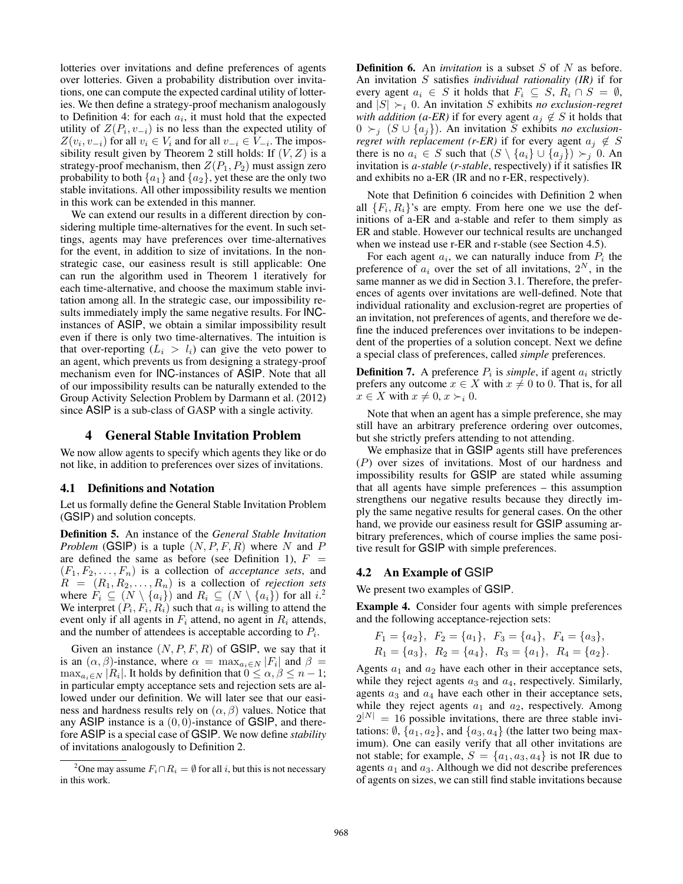lotteries over invitations and define preferences of agents over lotteries. Given a probability distribution over invitations, one can compute the expected cardinal utility of lotteries. We then define a strategy-proof mechanism analogously to Definition 4: for each $a_i$, it must hold that the expected utility of $Z(P_i, v_{-i})$ is no less than the expected utility of $Z(v_i, v_{-i})$ for all $v_i \in V_i$ and for all $v_{-i} \in V_{-i}$. The impossibility result given by Theorem 2 still holds: If $(V, Z)$ is a strategy-proof mechanism, then $Z(P_1, P_2)$ must assign zero probability to both $\{a_1\}$ and $\{a_2\}$, yet these are the only two stable invitations. All other impossibility results we mention in this work can be extended in this manner.

We can extend our results in a different direction by considering multiple time-alternatives for the event. In such settings, agents may have preferences over time-alternatives for the event, in addition to size of invitations. In the non-strategic case, our easiness result is still applicable: One can run the algorithm used in Theorem 1 iteratively for each time-alternative, and choose the maximum stable invitation among all. In the strategic case, our impossibility results immediately imply the same negative results. For INC-instances of ASIP, we obtain a similar impossibility result even if there is only two time-alternatives. The intuition is that over-reporting ($L_i > l_i$) can give the veto power to an agent, which prevents us from designing a strategy-proof mechanism even for INC-instances of ASIP. Note that all of our impossibility results can be naturally extended to the Group Activity Selection Problem by Darmann et al. (2012) since ASIP is a sub-class of GASP with a single activity.

# 4 General Stable Invitation Problem

We now allow agents to specify which agents they like or do not like, in addition to preferences over sizes of invitations.

## 4.1 Definitions and Notation

Let us formally define the General Stable Invitation Problem (GSIP) and solution concepts.

**Definition 5.** An instance of the *General Stable Invitation Problem* (GSIP) is a tuple $(N, P, F, R)$ where $N$ and $P$ are defined the same as before (see Definition 1), $F = (F_1, F_2, \ldots, F_n)$ is a collection of *acceptance sets*, and $R = (R_1, R_2, \ldots, R_n)$ is a collection of *rejection sets* where $F_i \subseteq (N \setminus \{a_i\})$ and $R_i \subseteq (N \setminus \{a_i\})$ for all $i$.[2] We interpret $(P_i, F_i, R_i)$ such that $a_i$ is willing to attend the event only if all agents in $F_i$ attend, no agent in $R_i$ attends, and the number of attendees is acceptable according to $P_i$.

Given an instance $(N, P, F, R)$ of GSIP, we say that it is an $(\alpha, \beta)$-instance, where $\alpha = \max_{a_i \in N} |F_i|$ and $\beta = \max_{a_i \in N} |R_i|$. It holds by definition that $0 \le \alpha, \beta \le n-1$; in particular empty acceptance sets and rejection sets are allowed under our definition. We will later see that our easiness and hardness results rely on $(\alpha, \beta)$ values. Notice that any ASIP instance is a $(0, 0)$-instance of GSIP, and therefore ASIP is a special case of GSIP. We now define *stability* of invitations analogously to Definition 2.

[2] One may assume $F_i \cap R_i = \emptyset$ for all $i$, but this is not necessary in this work.

**Definition 6.** An *invitation* is a subset $S$ of $N$ as before. An invitation $S$ satisfies *individual rationality (IR)* if for every agent $a_i \in S$ it holds that $F_i \subseteq S$, $R_i \cap S = \emptyset$, and $|S| \succ_i 0$. An invitation $S$ exhibits *no exclusion-regret with addition (a-ER)* if for every agent $a_j \notin S$ it holds that $0 \succ_j (S \cup \{a_j\})$. An invitation $S$ exhibits *no exclusion-regret with replacement (r-ER)* if for every agent $a_j \notin S$ there is no $a_i \in S$ such that $(S \setminus \{a_i\} \cup \{a_j\}) \succ_j 0$. An invitation is *a-stable* (*r-stable*, respectively) if it satisfies IR and exhibits no a-ER (IR and no r-ER, respectively).

Note that Definition 6 coincides with Definition 2 when all $\{F_i, R_i\}$'s are empty. From here one we use the definitions of a-ER and a-stable and refer to them simply as ER and stable. However our technical results are unchanged when we instead use r-ER and r-stable (see Section 4.5).

For each agent $a_i$, we can naturally induce from $P_i$ the preference of $a_i$ over the set of all invitations, $2^N$, in the same manner as we did in Section 3.1. Therefore, the preferences of agents over invitations are well-defined. Note that individual rationality and exclusion-regret are properties of an invitation, not preferences of agents, and therefore we define the induced preferences over invitations to be independent of the properties of a solution concept. Next we define a special class of preferences, called *simple* preferences.

**Definition 7.** A preference $P_i$ is *simple*, if agent $a_i$ strictly prefers any outcome $x \in X$ with $x \neq 0$ to 0. That is, for all $x \in X$ with $x \neq 0$, $x \succ_i 0$.

Note that when an agent has a simple preference, she may still have an arbitrary preference ordering over outcomes, but she strictly prefers attending to not attending.

We emphasize that in GSIP agents still have preferences ($P$) over sizes of invitations. Most of our hardness and impossibility results for GSIP are stated while assuming that all agents have simple preferences – this assumption strengthens our negative results because they directly imply the same negative results for general cases. On the other hand, we provide our easiness result for GSIP assuming arbitrary preferences, which of course implies the same positive result for GSIP with simple preferences.

## 4.2 An Example of GSIP

We present two examples of GSIP.

**Example 4.** Consider four agents with simple preferences and the following acceptance-rejection sets:

$$F_1 = \{a_2\},\ F_2 = \{a_1\},\ F_3 = \{a_4\},\ F_4 = \{a_3\},$$
$$R_1 = \{a_3\},\ R_2 = \{a_4\},\ R_3 = \{a_1\},\ R_4 = \{a_2\}.$$

Agents $a_1$ and $a_2$ have each other in their acceptance sets, while they reject agents $a_3$ and $a_4$, respectively. Similarly, agents $a_3$ and $a_4$ have each other in their acceptance sets, while they reject agents $a_1$ and $a_2$, respectively. Among $2^{|N|} = 16$ possible invitations, there are three stable invitations: $\emptyset$, $\{a_1, a_2\}$, and $\{a_3, a_4\}$ (the latter two being maximum). One can easily verify that all other invitations are not stable; for example, $S = \{a_1, a_3, a_4\}$ is not IR due to agents $a_1$ and $a_3$. Although we did not describe preferences of agents on sizes, we can still find stable invitations because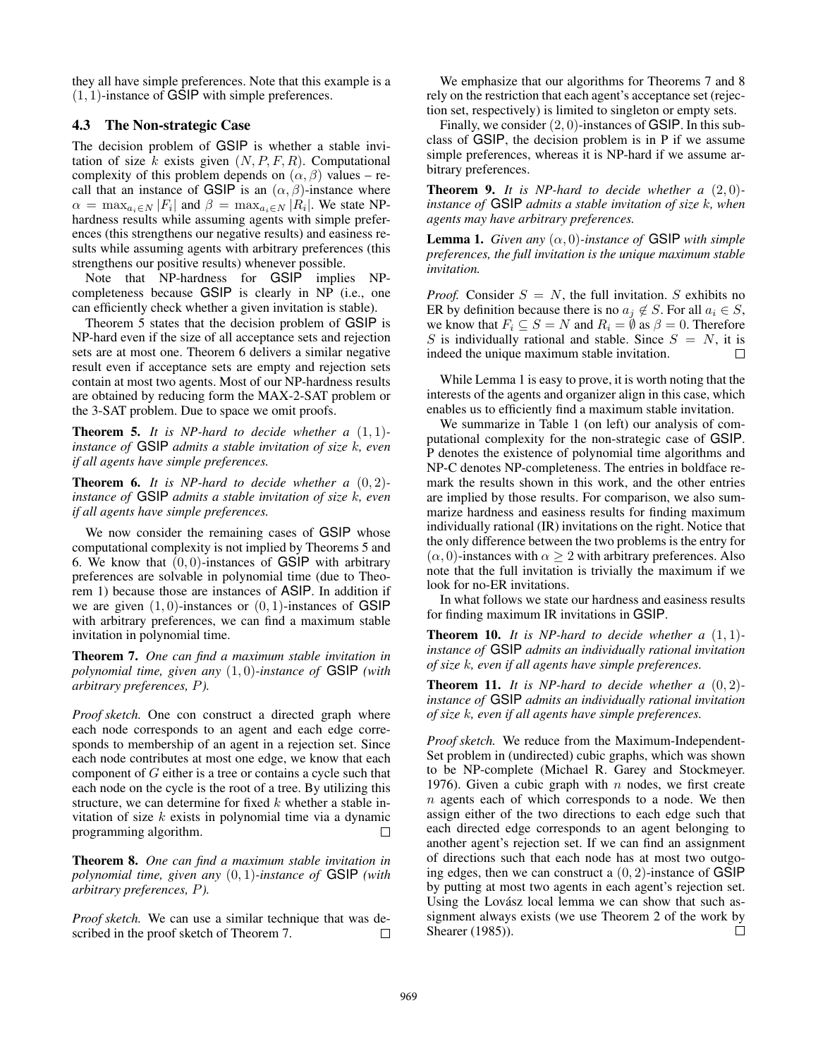they all have simple preferences. Note that this example is a $(1,1)$-instance of GSIP with simple preferences.

### 4.3 The Non-strategic Case

The decision problem of GSIP is whether a stable invitation of size $k$ exists given $(N, P, F, R)$. Computational complexity of this problem depends on $(\alpha, \beta)$ values – recall that an instance of GSIP is an $(\alpha, \beta)$-instance where $\alpha = \max_{a_i \in N} |F_i|$ and $\beta = \max_{a_i \in N} |R_i|$. We state NP-hardness results while assuming agents with simple preferences (this strengthens our negative results) and easiness results while assuming agents with arbitrary preferences (this strengthens our positive results) whenever possible.

Note that NP-hardness for GSIP implies NP-completeness because GSIP is clearly in NP (i.e., one can efficiently check whether a given invitation is stable).

Theorem 5 states that the decision problem of GSIP is NP-hard even if the size of all acceptance sets and rejection sets are at most one. Theorem 6 delivers a similar negative result even if acceptance sets are empty and rejection sets contain at most two agents. Most of our NP-hardness results are obtained by reducing form the MAX-2-SAT problem or the 3-SAT problem. Due to space we omit proofs.

**Theorem 5.** *It is NP-hard to decide whether a $(1,1)$-instance of GSIP admits a stable invitation of size $k$, even if all agents have simple preferences.*

**Theorem 6.** *It is NP-hard to decide whether a $(0,2)$-instance of GSIP admits a stable invitation of size $k$, even if all agents have simple preferences.*

We now consider the remaining cases of GSIP whose computational complexity is not implied by Theorems 5 and 6. We know that $(0,0)$-instances of GSIP with arbitrary preferences are solvable in polynomial time (due to Theorem 1) because those are instances of ASIP. In addition if we are given $(1,0)$-instances or $(0,1)$-instances of GSIP with arbitrary preferences, we can find a maximum stable invitation in polynomial time.

**Theorem 7.** *One can find a maximum stable invitation in polynomial time, given any $(1,0)$-instance of GSIP (with arbitrary preferences, $P$).*

*Proof sketch.* One con construct a directed graph where each node corresponds to an agent and each edge corresponds to membership of an agent in a rejection set. Since each node contributes at most one edge, we know that each component of $G$ either is a tree or contains a cycle such that each node on the cycle is the root of a tree. By utilizing this structure, we can determine for fixed $k$ whether a stable invitation of size $k$ exists in polynomial time via a dynamic programming algorithm. □

**Theorem 8.** *One can find a maximum stable invitation in polynomial time, given any $(0,1)$-instance of GSIP (with arbitrary preferences, $P$).*

*Proof sketch.* We can use a similar technique that was described in the proof sketch of Theorem 7. □

We emphasize that our algorithms for Theorems 7 and 8 rely on the restriction that each agent's acceptance set (rejection set, respectively) is limited to singleton or empty sets.

Finally, we consider $(2,0)$-instances of GSIP. In this subclass of GSIP, the decision problem is in P if we assume simple preferences, whereas it is NP-hard if we assume arbitrary preferences.

**Theorem 9.** *It is NP-hard to decide whether a $(2,0)$-instance of GSIP admits a stable invitation of size $k$, when agents may have arbitrary preferences.*

**Lemma 1.** *Given any $(\alpha,0)$-instance of GSIP with simple preferences, the full invitation is the unique maximum stable invitation.*

*Proof.* Consider $S = N$, the full invitation. $S$ exhibits no ER by definition because there is no $a_j \notin S$. For all $a_i \in S$, we know that $F_i \subseteq S = N$ and $R_i = \emptyset$ as $\beta = 0$. Therefore $S$ is individually rational and stable. Since $S = N$, it is indeed the unique maximum stable invitation. □

While Lemma 1 is easy to prove, it is worth noting that the interests of the agents and organizer align in this case, which enables us to efficiently find a maximum stable invitation.

We summarize in Table 1 (on left) our analysis of computational complexity for the non-strategic case of GSIP. P denotes the existence of polynomial time algorithms and NP-C denotes NP-completeness. The entries in boldface remark the results shown in this work, and the other entries are implied by those results. For comparison, we also summarize hardness and easiness results for finding maximum individually rational (IR) invitations on the right. Notice that the only difference between the two problems is the entry for $(\alpha, 0)$-instances with $\alpha \geq 2$ with arbitrary preferences. Also note that the full invitation is trivially the maximum if we look for no-ER invitations.

In what follows we state our hardness and easiness results for finding maximum IR invitations in GSIP.

**Theorem 10.** *It is NP-hard to decide whether a $(1,1)$-instance of GSIP admits an individually rational invitation of size $k$, even if all agents have simple preferences.*

**Theorem 11.** *It is NP-hard to decide whether a $(0,2)$-instance of GSIP admits an individually rational invitation of size $k$, even if all agents have simple preferences.*

*Proof sketch.* We reduce from the Maximum-Independent-Set problem in (undirected) cubic graphs, which was shown to be NP-complete (Michael R. Garey and Stockmeyer. 1976). Given a cubic graph with $n$ nodes, we first create $n$ agents each of which corresponds to a node. We then assign either of the two directions to each edge such that each directed edge corresponds to an agent belonging to another agent's rejection set. If we can find an assignment of directions such that each node has at most two outgoing edges, then we can construct a $(0,2)$-instance of GSIP by putting at most two agents in each agent's rejection set. Using the Lovász local lemma we can show that such assignment always exists (we use Theorem 2 of the work by Shearer (1985)). □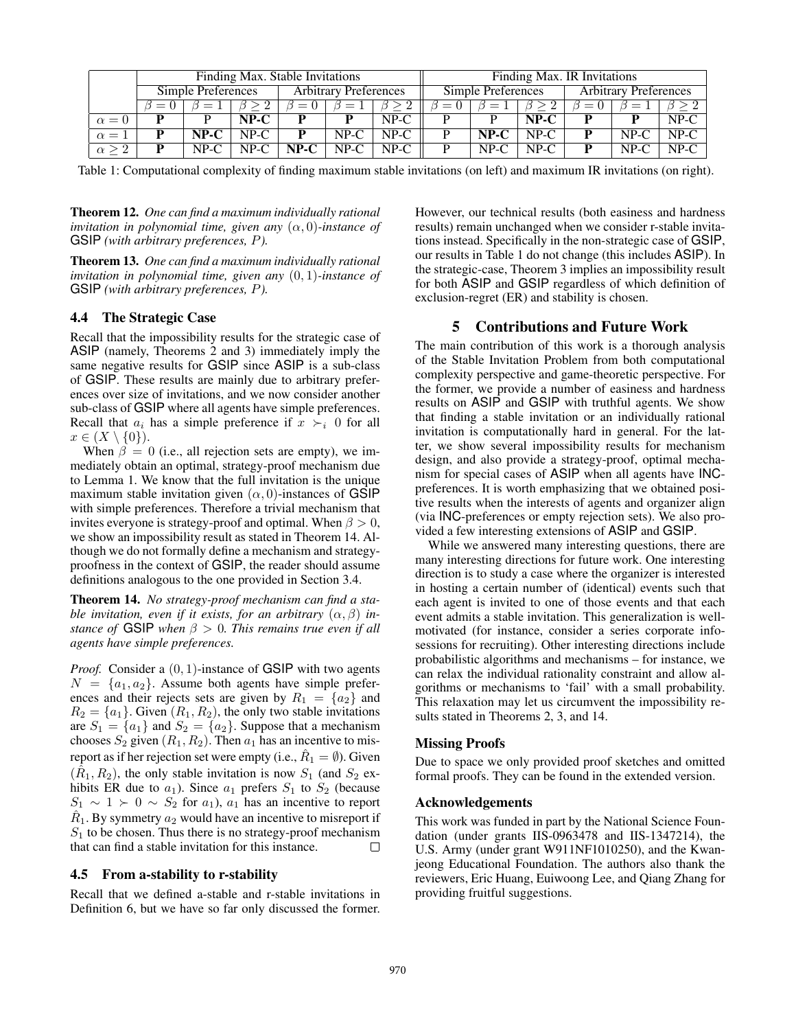|  | Finding Max. Stable Invitations |  |  |  |  |  | Finding Max. IR Invitations |  |  |  |  |  |
|---|---|---|---|---|---|---|---|---|---|---|---|---|
|  | Simple Preferences |  |  | Arbitrary Preferences |  |  | Simple Preferences |  |  | Arbitrary Preferences |  |  |
|  | $\beta = 0$ | $\beta = 1$ | $\beta \geq 2$ | $\beta = 0$ | $\beta = 1$ | $\beta \geq 2$ | $\beta = 0$ | $\beta = 1$ | $\beta \geq 2$ | $\beta = 0$ | $\beta = 1$ | $\beta \geq 2$ |
| $\alpha = 0$ | **P** | P | **NP-C** | **P** | **P** | NP-C | P | P | **NP-C** | **P** | **P** | NP-C |
| $\alpha = 1$ | **P** | **NP-C** | NP-C | **P** | NP-C | NP-C | P | **NP-C** | NP-C | **P** | NP-C | NP-C |
| $\alpha \geq 2$ | **P** | NP-C | NP-C | **NP-C** | NP-C | NP-C | P | NP-C | NP-C | **P** | NP-C | NP-C |

Table 1: Computational complexity of finding maximum stable invitations (on left) and maximum IR invitations (on right).

**Theorem 12.** *One can find a maximum individually rational invitation in polynomial time, given any $(\alpha, 0)$-instance of* GSIP *(with arbitrary preferences, $P$).*

**Theorem 13.** *One can find a maximum individually rational invitation in polynomial time, given any $(0, 1)$-instance of* GSIP *(with arbitrary preferences, $P$).*

### 4.4 The Strategic Case

Recall that the impossibility results for the strategic case of ASIP (namely, Theorems 2 and 3) immediately imply the same negative results for GSIP since ASIP is a sub-class of GSIP. These results are mainly due to arbitrary preferences over size of invitations, and we now consider another sub-class of GSIP where all agents have simple preferences. Recall that $a_i$ has a simple preference if $x \succ_i 0$ for all $x \in (X \setminus \{0\})$.

When $\beta = 0$ (i.e., all rejection sets are empty), we immediately obtain an optimal, strategy-proof mechanism due to Lemma 1. We know that the full invitation is the unique maximum stable invitation given $(\alpha, 0)$-instances of GSIP with simple preferences. Therefore a trivial mechanism that invites everyone is strategy-proof and optimal. When $\beta > 0$, we show an impossibility result as stated in Theorem 14. Although we do not formally define a mechanism and strategy-proofness in the context of GSIP, the reader should assume definitions analogous to the one provided in Section 3.4.

**Theorem 14.** *No strategy-proof mechanism can find a stable invitation, even if it exists, for an arbitrary $(\alpha, \beta)$ instance of* GSIP *when $\beta > 0$. This remains true even if all agents have simple preferences.*

*Proof.* Consider a $(0, 1)$-instance of GSIP with two agents $N = \{a_1, a_2\}$. Assume both agents have simple preferences and their rejects sets are given by $R_1 = \{a_2\}$ and $R_2 = \{a_1\}$. Given $(R_1, R_2)$, the only two stable invitations are $S_1 = \{a_1\}$ and $S_2 = \{a_2\}$. Suppose that a mechanism chooses $S_2$ given $(R_1, R_2)$. Then $a_1$ has an incentive to misreport as if her rejection set were empty (i.e., $\hat{R}_1 = \emptyset$). Given $(\hat{R}_1, R_2)$, the only stable invitation is now $S_1$ (and $S_2$ exhibits ER due to $a_1$). Since $a_1$ prefers $S_1$ to $S_2$ (because $S_1 \sim 1 \succ 0 \sim S_2$ for $a_1$), $a_1$ has an incentive to report $\hat{R}_1$. By symmetry $a_2$ would have an incentive to misreport if $S_1$ to be chosen. Thus there is no strategy-proof mechanism that can find a stable invitation for this instance. $\square$

### 4.5 From a-stability to r-stability

Recall that we defined a-stable and r-stable invitations in Definition 6, but we have so far only discussed the former. However, our technical results (both easiness and hardness results) remain unchanged when we consider r-stable invitations instead. Specifically in the non-strategic case of GSIP, our results in Table 1 do not change (this includes ASIP). In the strategic-case, Theorem 3 implies an impossibility result for both ASIP and GSIP regardless of which definition of exclusion-regret (ER) and stability is chosen.

## 5 Contributions and Future Work

The main contribution of this work is a thorough analysis of the Stable Invitation Problem from both computational complexity perspective and game-theoretic perspective. For the former, we provide a number of easiness and hardness results on ASIP and GSIP with truthful agents. We show that finding a stable invitation or an individually rational invitation is computationally hard in general. For the latter, we show several impossibility results for mechanism design, and also provide a strategy-proof, optimal mechanism for special cases of ASIP when all agents have INC-preferences. It is worth emphasizing that we obtained positive results when the interests of agents and organizer align (via INC-preferences or empty rejection sets). We also provided a few interesting extensions of ASIP and GSIP.

While we answered many interesting questions, there are many interesting directions for future work. One interesting direction is to study a case where the organizer is interested in hosting a certain number of (identical) events such that each agent is invited to one of those events and that each event admits a stable invitation. This generalization is well-motivated (for instance, consider a series corporate info-sessions for recruiting). Other interesting directions include probabilistic algorithms and mechanisms – for instance, we can relax the individual rationality constraint and allow algorithms or mechanisms to 'fail' with a small probability. This relaxation may let us circumvent the impossibility results stated in Theorems 2, 3, and 14.

### Missing Proofs

Due to space we only provided proof sketches and omitted formal proofs. They can be found in the extended version.

### Acknowledgements

This work was funded in part by the National Science Foundation (under grants IIS-0963478 and IIS-1347214), the U.S. Army (under grant W911NF1010250), and the Kwanjeong Educational Foundation. The authors also thank the reviewers, Eric Huang, Euiwoong Lee, and Qiang Zhang for providing fruitful suggestions.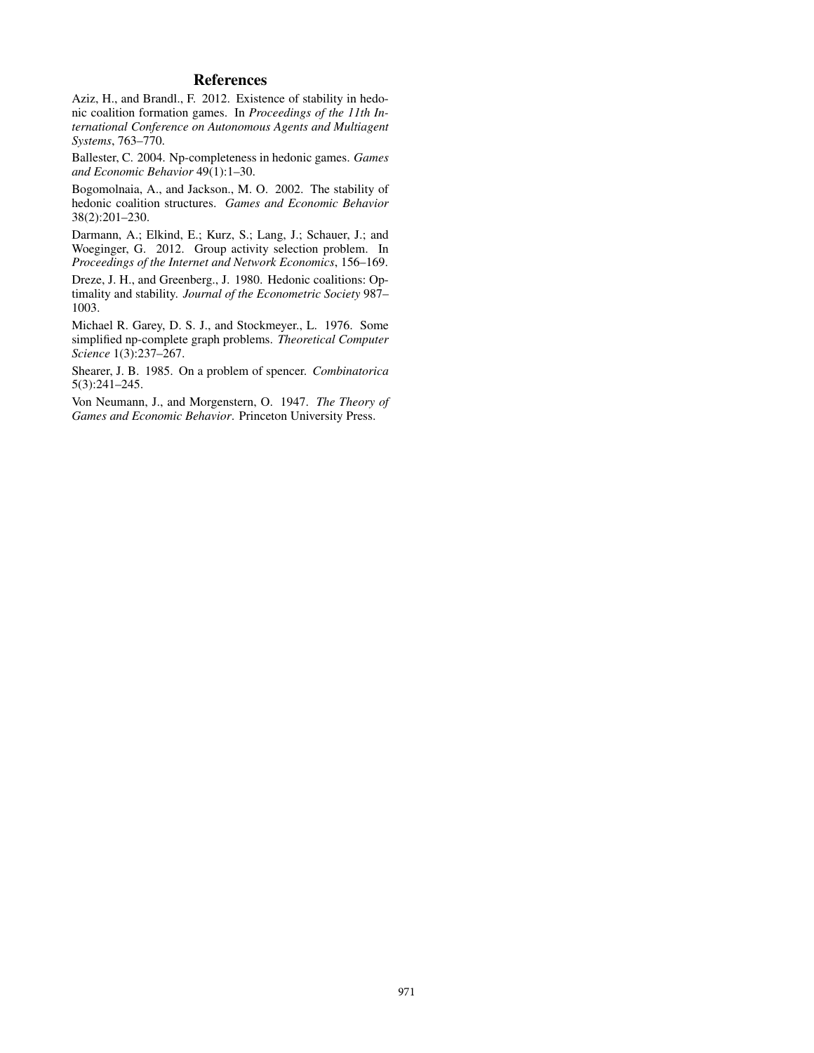## References

Aziz, H., and Brandl., F. 2012. Existence of stability in hedonic coalition formation games. In *Proceedings of the 11th International Conference on Autonomous Agents and Multiagent Systems*, 763–770.

Ballester, C. 2004. Np-completeness in hedonic games. *Games and Economic Behavior* 49(1):1–30.

Bogomolnaia, A., and Jackson., M. O. 2002. The stability of hedonic coalition structures. *Games and Economic Behavior* 38(2):201–230.

Darmann, A.; Elkind, E.; Kurz, S.; Lang, J.; Schauer, J.; and Woeginger, G. 2012. Group activity selection problem. In *Proceedings of the Internet and Network Economics*, 156–169.

Dreze, J. H., and Greenberg., J. 1980. Hedonic coalitions: Optimality and stability. *Journal of the Econometric Society* 987–1003.

Michael R. Garey, D. S. J., and Stockmeyer., L. 1976. Some simplified np-complete graph problems. *Theoretical Computer Science* 1(3):237–267.

Shearer, J. B. 1985. On a problem of spencer. *Combinatorica* 5(3):241–245.

Von Neumann, J., and Morgenstern, O. 1947. *The Theory of Games and Economic Behavior*. Princeton University Press.